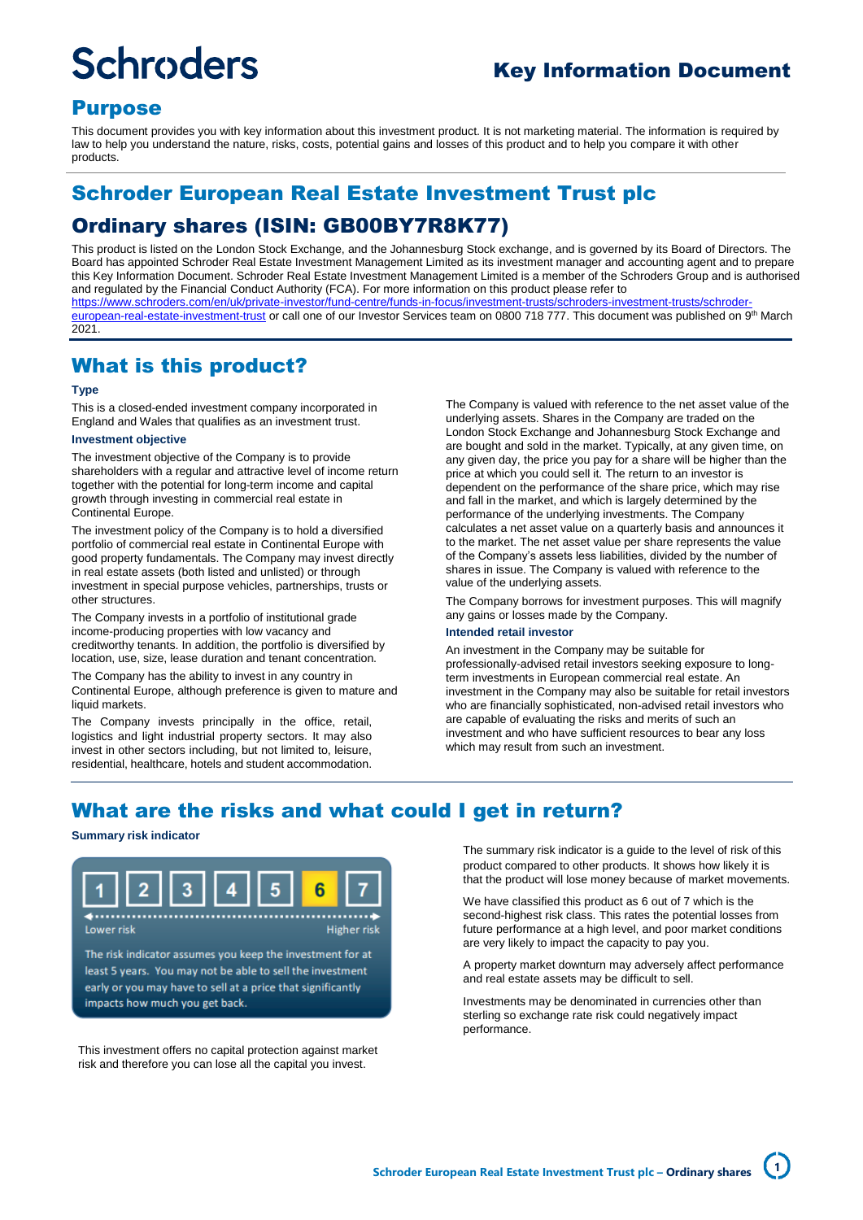# Schroders

## Key Information Document

## Purpose

This document provides you with key information about this investment product. It is not marketing material. The information is required by law to help you understand the nature, risks, costs, potential gains and losses of this product and to help you compare it with other products.

# Schroder European Real Estate Investment Trust plc

# Ordinary shares (ISIN: GB00BY7R8K77)

This product is listed on the London Stock Exchange, and the Johannesburg Stock exchange, and is governed by its Board of Directors. The Board has appointed Schroder Real Estate Investment Management Limited as its investment manager and accounting agent and to prepare this Key Information Document. Schroder Real Estate Investment Management Limited is a member of the Schroders Group and is authorised and regulated by the Financial Conduct Authority (FCA). For more information on this product please refer to https://www.schroders.com/en/uk/private-investor/fund-centre/funds-in-focus/investment-trusts/schroders-investment-trusts/schroder-european-real-estate-investment-trust or call one of our Investor Services team on 0800 718 777. This document was published on 9th March 2021.

## What is this product?

### Type

This is a closed-ended investment company incorporated in England and Wales that qualifies as an investment trust.

### Investment objective

The investment objective of the Company is to provide shareholders with a regular and attractive level of income return together with the potential for long-term income and capital growth through investing in commercial real estate in Continental Europe.

The investment policy of the Company is to hold a diversified portfolio of commercial real estate in Continental Europe with good property fundamentals. The Company may invest directly in real estate assets (both listed and unlisted) or through investment in special purpose vehicles, partnerships, trusts or other structures.

The Company invests in a portfolio of institutional grade income-producing properties with low vacancy and creditworthy tenants. In addition, the portfolio is diversified by location, use, size, lease duration and tenant concentration.

The Company has the ability to invest in any country in Continental Europe, although preference is given to mature and liquid markets.

The Company invests principally in the office, retail, logistics and light industrial property sectors. It may also invest in other sectors including, but not limited to, leisure, residential, healthcare, hotels and student accommodation.

The Company is valued with reference to the net asset value of the underlying assets. Shares in the Company are traded on the London Stock Exchange and Johannesburg Stock Exchange and are bought and sold in the market. Typically, at any given time, on any given day, the price you pay for a share will be higher than the price at which you could sell it. The return to an investor is dependent on the performance of the share price, which may rise and fall in the market, and which is largely determined by the performance of the underlying investments. The Company calculates a net asset value on a quarterly basis and announces it to the market. The net asset value per share represents the value of the Company's assets less liabilities, divided by the number of shares in issue. The Company is valued with reference to the value of the underlying assets.

The Company borrows for investment purposes. This will magnify any gains or losses made by the Company.

### Intended retail investor

An investment in the Company may be suitable for professionally-advised retail investors seeking exposure to long-term investments in European commercial real estate. An investment in the Company may also be suitable for retail investors who are financially sophisticated, non-advised retail investors who are capable of evaluating the risks and merits of such an investment and who have sufficient resources to bear any loss which may result from such an investment.

## What are the risks and what could I get in return?

### Summary risk indicator

| 1 | 2 | 3 | 4 | 5 | **6** | 7 |
|---|---|---|---|---|---|---|

Lower risk ← → Higher risk

The risk indicator assumes you keep the investment for at least 5 years. You may not be able to sell the investment early or you may have to sell at a price that significantly impacts how much you get back.

This investment offers no capital protection against market risk and therefore you can lose all the capital you invest.

The summary risk indicator is a guide to the level of risk of this product compared to other products. It shows how likely it is that the product will lose money because of market movements.

We have classified this product as 6 out of 7 which is the second-highest risk class. This rates the potential losses from future performance at a high level, and poor market conditions are very likely to impact the capacity to pay you.

A property market downturn may adversely affect performance and real estate assets may be difficult to sell.

Investments may be denominated in currencies other than sterling so exchange rate risk could negatively impact performance.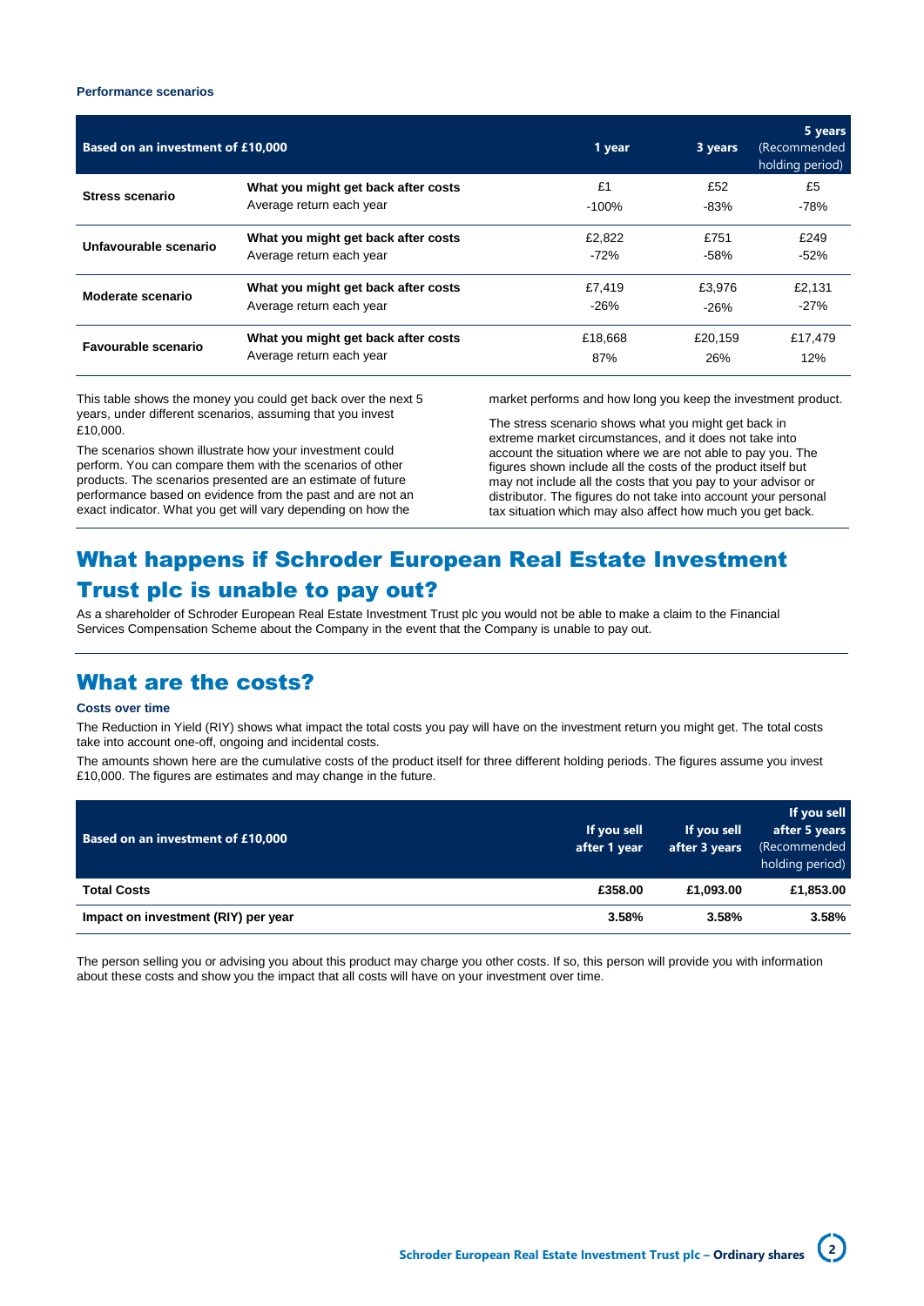**Performance scenarios**

| Based on an investment of £10,000 | | 1 year | 3 years | 5 years (Recommended holding period) |
|---|---|---|---|---|
| **Stress scenario** | **What you might get back after costs** | £1 | £52 | £5 |
| | Average return each year | -100% | -83% | -78% |
| **Unfavourable scenario** | **What you might get back after costs** | £2,822 | £751 | £249 |
| | Average return each year | -72% | -58% | -52% |
| **Moderate scenario** | **What you might get back after costs** | £7,419 | £3,976 | £2,131 |
| | Average return each year | -26% | -26% | -27% |
| **Favourable scenario** | **What you might get back after costs** | £18,668 | £20,159 | £17,479 |
| | Average return each year | 87% | 26% | 12% |

This table shows the money you could get back over the next 5 years, under different scenarios, assuming that you invest £10,000.

The scenarios shown illustrate how your investment could perform. You can compare them with the scenarios of other products. The scenarios presented are an estimate of future performance based on evidence from the past and are not an exact indicator. What you get will vary depending on how the market performs and how long you keep the investment product.

The stress scenario shows what you might get back in extreme market circumstances, and it does not take into account the situation where we are not able to pay you. The figures shown include all the costs of the product itself but may not include all the costs that you pay to your advisor or distributor. The figures do not take into account your personal tax situation which may also affect how much you get back.

## What happens if Schroder European Real Estate Investment Trust plc is unable to pay out?

As a shareholder of Schroder European Real Estate Investment Trust plc you would not be able to make a claim to the Financial Services Compensation Scheme about the Company in the event that the Company is unable to pay out.

## What are the costs?

**Costs over time**

The Reduction in Yield (RIY) shows what impact the total costs you pay will have on the investment return you might get. The total costs take into account one-off, ongoing and incidental costs.

The amounts shown here are the cumulative costs of the product itself for three different holding periods. The figures assume you invest £10,000. The figures are estimates and may change in the future.

| Based on an investment of £10,000 | If you sell after 1 year | If you sell after 3 years | If you sell after 5 years (Recommended holding period) |
|---|---|---|---|
| **Total Costs** | **£358.00** | **£1,093.00** | **£1,853.00** |
| **Impact on investment (RIY) per year** | **3.58%** | **3.58%** | **3.58%** |

The person selling you or advising you about this product may charge you other costs. If so, this person will provide you with information about these costs and show you the impact that all costs will have on your investment over time.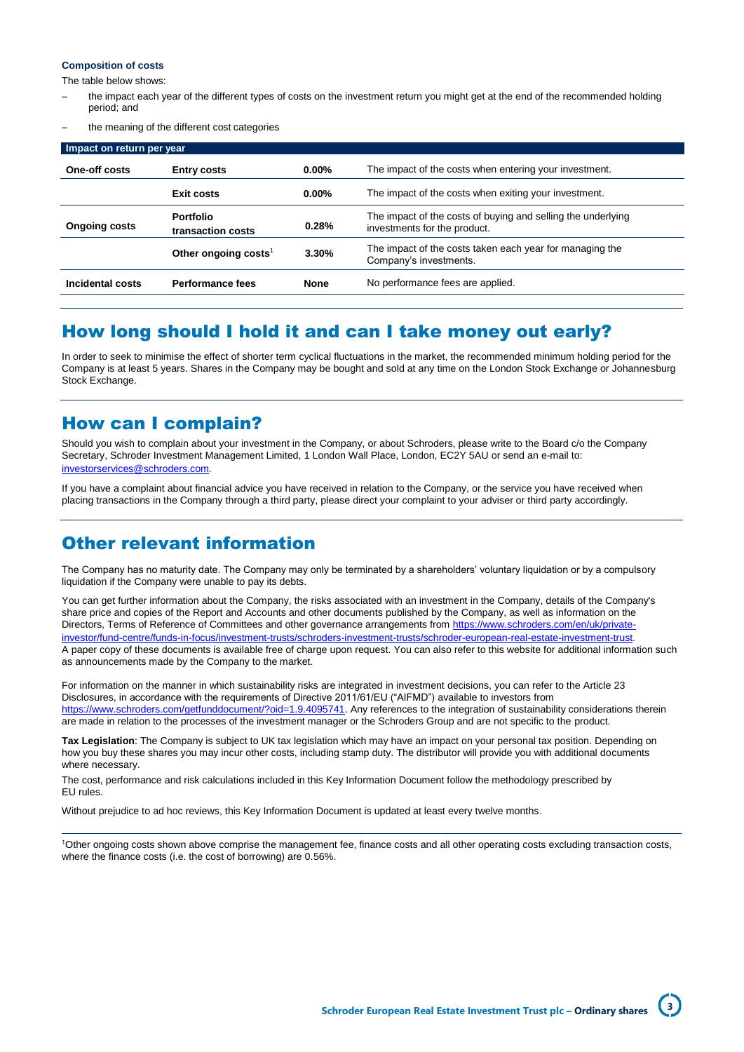**Composition of costs**

The table below shows:

- the impact each year of the different types of costs on the investment return you might get at the end of the recommended holding period; and
- the meaning of the different cost categories

| Impact on return per year | | | |
|---|---|---|---|
| **One-off costs** | **Entry costs** | **0.00%** | The impact of the costs when entering your investment. |
| | **Exit costs** | **0.00%** | The impact of the costs when exiting your investment. |
| **Ongoing costs** | **Portfolio transaction costs** | **0.28%** | The impact of the costs of buying and selling the underlying investments for the product. |
| | **Other ongoing costs**[1] | **3.30%** | The impact of the costs taken each year for managing the Company's investments. |
| **Incidental costs** | **Performance fees** | **None** | No performance fees are applied. |

## How long should I hold it and can I take money out early?

In order to seek to minimise the effect of shorter term cyclical fluctuations in the market, the recommended minimum holding period for the Company is at least 5 years. Shares in the Company may be bought and sold at any time on the London Stock Exchange or Johannesburg Stock Exchange.

## How can I complain?

Should you wish to complain about your investment in the Company, or about Schroders, please write to the Board c/o the Company Secretary, Schroder Investment Management Limited, 1 London Wall Place, London, EC2Y 5AU or send an e-mail to: investorservices@schroders.com.

If you have a complaint about financial advice you have received in relation to the Company, or the service you have received when placing transactions in the Company through a third party, please direct your complaint to your adviser or third party accordingly.

## Other relevant information

The Company has no maturity date. The Company may only be terminated by a shareholders' voluntary liquidation or by a compulsory liquidation if the Company were unable to pay its debts.

You can get further information about the Company, the risks associated with an investment in the Company, details of the Company's share price and copies of the Report and Accounts and other documents published by the Company, as well as information on the Directors, Terms of Reference of Committees and other governance arrangements from https://www.schroders.com/en/uk/private-investor/fund-centre/funds-in-focus/investment-trusts/schroders-investment-trusts/schroder-european-real-estate-investment-trust. A paper copy of these documents is available free of charge upon request. You can also refer to this website for additional information such as announcements made by the Company to the market.

For information on the manner in which sustainability risks are integrated in investment decisions, you can refer to the Article 23 Disclosures, in accordance with the requirements of Directive 2011/61/EU ("AIFMD") available to investors from https://www.schroders.com/getfunddocument/?oid=1.9.4095741. Any references to the integration of sustainability considerations therein are made in relation to the processes of the investment manager or the Schroders Group and are not specific to the product.

**Tax Legislation**: The Company is subject to UK tax legislation which may have an impact on your personal tax position. Depending on how you buy these shares you may incur other costs, including stamp duty. The distributor will provide you with additional documents where necessary.

The cost, performance and risk calculations included in this Key Information Document follow the methodology prescribed by EU rules.

Without prejudice to ad hoc reviews, this Key Information Document is updated at least every twelve months.

[1]Other ongoing costs shown above comprise the management fee, finance costs and all other operating costs excluding transaction costs, where the finance costs (i.e. the cost of borrowing) are 0.56%.